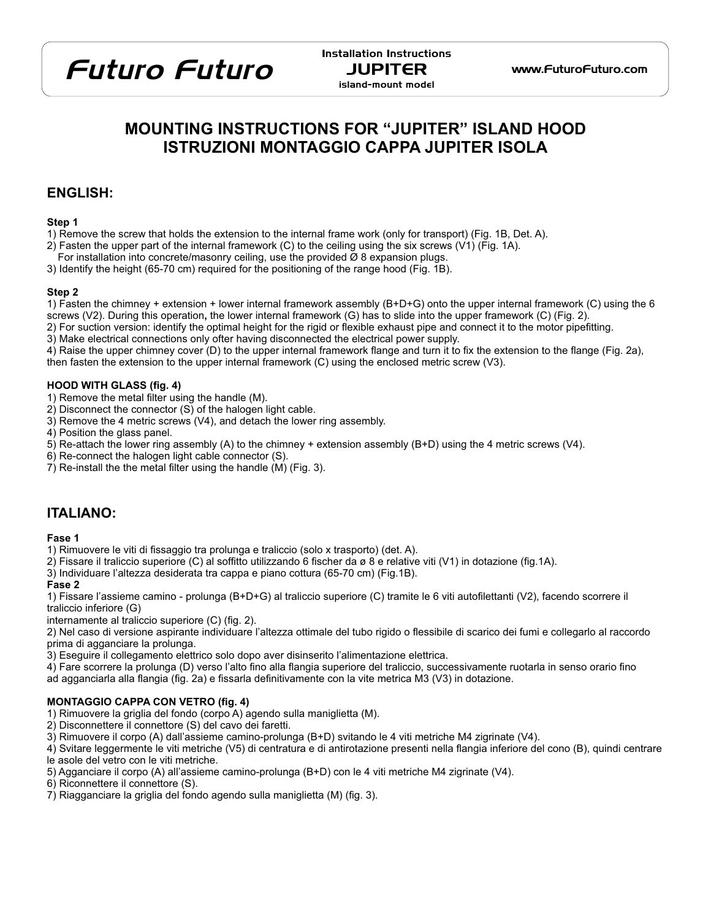# MOUNTING INSTRUCTIONS FOR "JUPITER" ISLAND HOOD
# ISTRUZIONI MONTAGGIO CAPPA JUPITER ISOLA

## ENGLISH:

**Step 1**

1) Remove the screw that holds the extension to the internal frame work (only for transport) (Fig. 1B, Det. A).
2) Fasten the upper part of the internal framework (C) to the ceiling using the six screws (V1) (Fig. 1A).
   For installation into concrete/masonry ceiling, use the provided Ø 8 expansion plugs.
3) Identify the height (65-70 cm) required for the positioning of the range hood (Fig. 1B).

**Step 2**

1) Fasten the chimney + extension + lower internal framework assembly (B+D+G) onto the upper internal framework (C) using the 6 screws (V2). During this operation**,** the lower internal framework (G) has to slide into the upper framework (C) (Fig. 2).
2) For suction version: identify the optimal height for the rigid or flexible exhaust pipe and connect it to the motor pipefitting.
3) Make electrical connections only ofter having disconnected the electrical power supply.
4) Raise the upper chimney cover (D) to the upper internal framework flange and turn it to fix the extension to the flange (Fig. 2a), then fasten the extension to the upper internal framework (C) using the enclosed metric screw (V3).

**HOOD WITH GLASS (fig. 4)**

1) Remove the metal filter using the handle (M).
2) Disconnect the connector (S) of the halogen light cable.
3) Remove the 4 metric screws (V4), and detach the lower ring assembly.
4) Position the glass panel.
5) Re-attach the lower ring assembly (A) to the chimney + extension assembly (B+D) using the 4 metric screws (V4).
6) Re-connect the halogen light cable connector (S).
7) Re-install the the metal filter using the handle (M) (Fig. 3).

## ITALIANO:

**Fase 1**

1) Rimuovere le viti di fissaggio tra prolunga e traliccio (solo x trasporto) (det. A).
2) Fissare il traliccio superiore (C) al soffitto utilizzando 6 fischer da ø 8 e relative viti (V1) in dotazione (fig.1A).
3) Individuare l'altezza desiderata tra cappa e piano cottura (65-70 cm) (Fig.1B).

**Fase 2**

1) Fissare l'assieme camino - prolunga (B+D+G) al traliccio superiore (C) tramite le 6 viti autofilettanti (V2), facendo scorrere il traliccio inferiore (G)
internamente al traliccio superiore (C) (fig. 2).
2) Nel caso di versione aspirante individuare l'altezza ottimale del tubo rigido o flessibile di scarico dei fumi e collegarlo al raccordo prima di agganciare la prolunga.
3) Eseguire il collegamento elettrico solo dopo aver disinserito l'alimentazione elettrica.
4) Fare scorrere la prolunga (D) verso l'alto fino alla flangia superiore del traliccio, successivamente ruotarla in senso orario fino ad agganciarla alla flangia (fig. 2a) e fissarla definitivamente con la vite metrica M3 (V3) in dotazione.

**MONTAGGIO CAPPA CON VETRO (fig. 4)**

1) Rimuovere la griglia del fondo (corpo A) agendo sulla maniglietta (M).
2) Disconnettere il connettore (S) del cavo dei faretti.
3) Rimuovere il corpo (A) dall'assieme camino-prolunga (B+D) svitando le 4 viti metriche M4 zigrinate (V4).
4) Svitare leggermente le viti metriche (V5) di centratura e di antirotazione presenti nella flangia inferiore del cono (B), quindi centrare le asole del vetro con le viti metriche.
5) Agganciare il corpo (A) all'assieme camino-prolunga (B+D) con le 4 viti metriche M4 zigrinate (V4).
6) Riconnettere il connettore (S).
7) Riagganciare la griglia del fondo agendo sulla maniglietta (M) (fig. 3).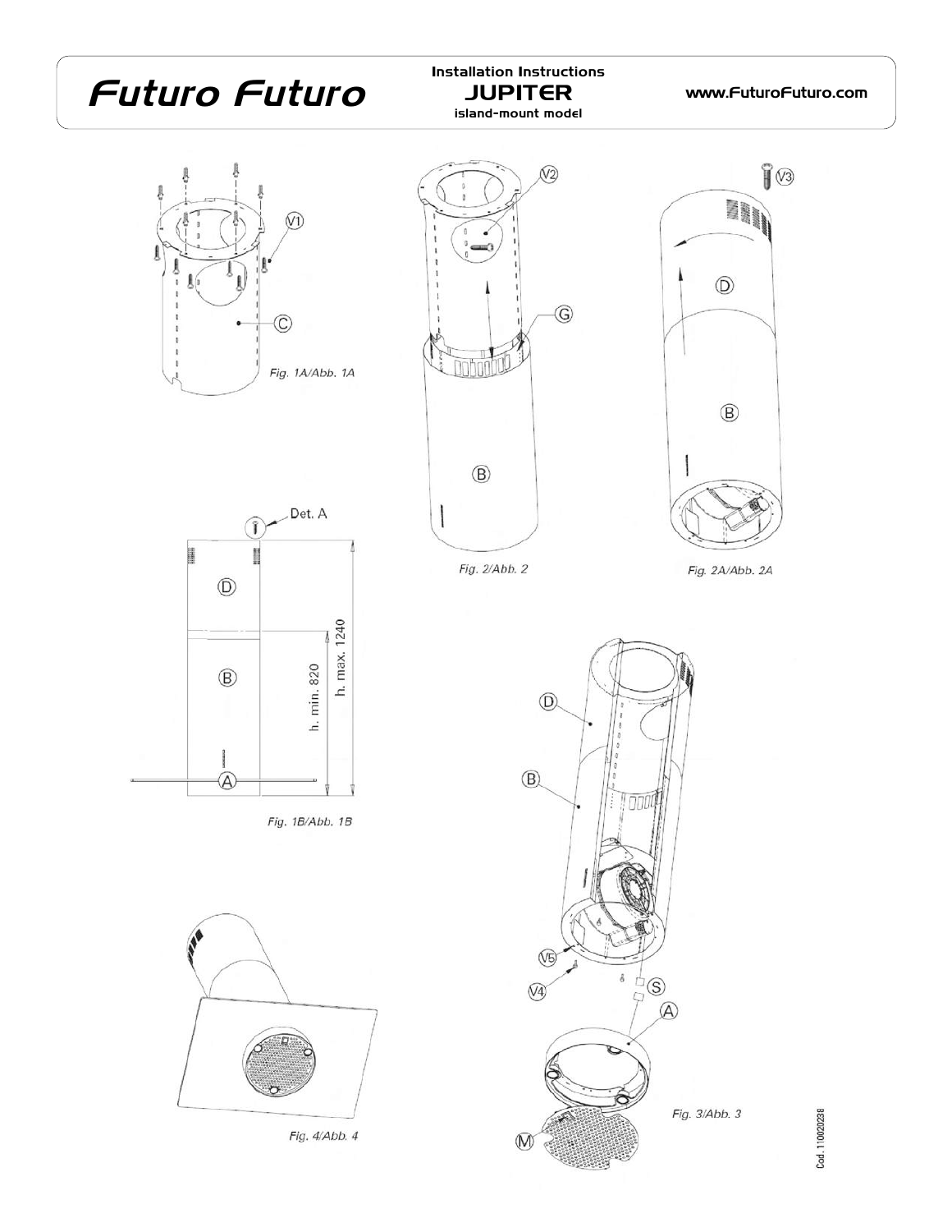Fig. 1A/Abb. 1A

Fig. 2/Abb. 2

Fig. 2A/Abb. 2A

Fig. 1B/Abb. 1B

Fig. 3/Abb. 3

Fig. 4/Abb. 4

Cod. 110020238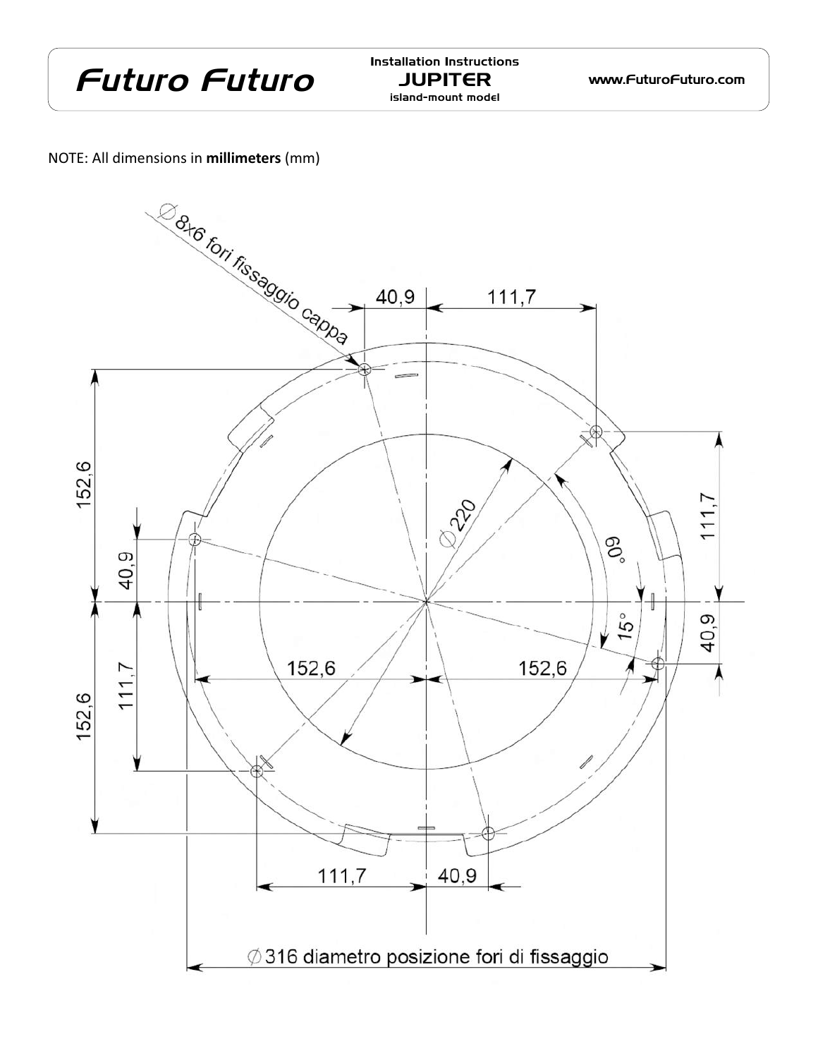NOTE: All dimensions in **millimeters** (mm)

∅8x6 fori fissaggio cappa

40,9

111,7

152,6

111,7

40,9

∅220

60°

15°

40,9

152,6

111,7

152,6

152,6

111,7

40,9

∅316 diametro posizione fori di fissaggio